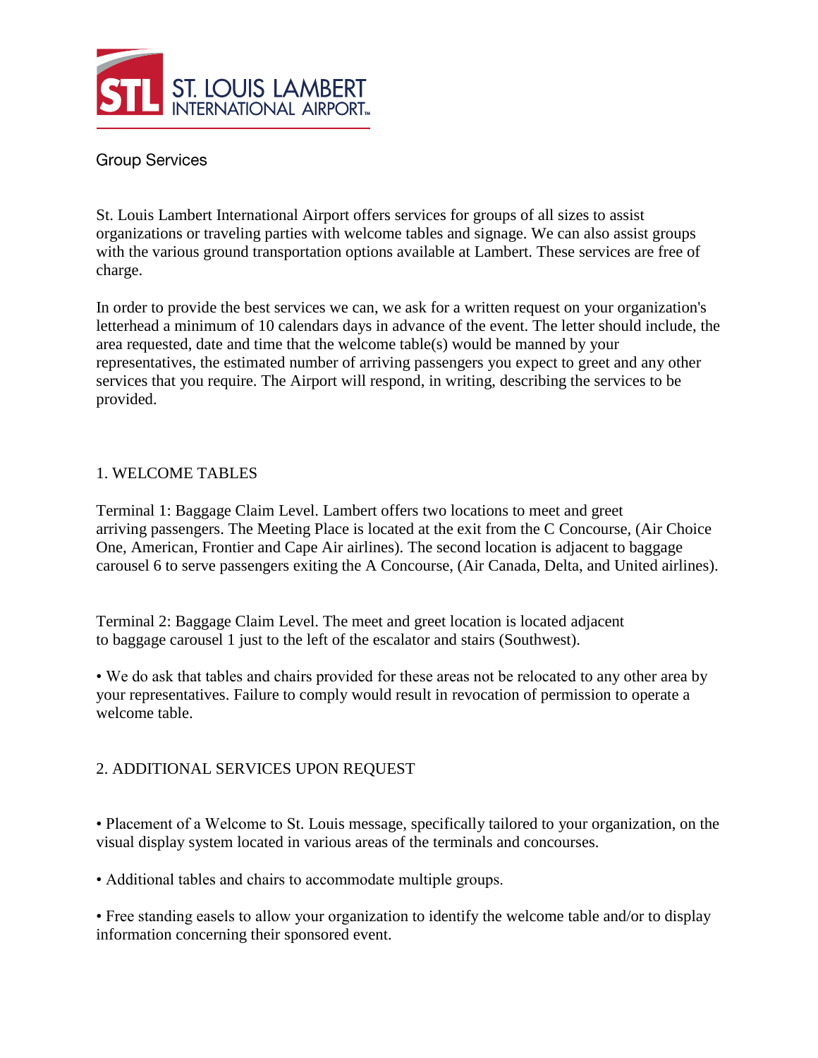ST. LOUIS LAMBERT INTERNATIONAL AIRPORT

# Group Services

St. Louis Lambert International Airport offers services for groups of all sizes to assist organizations or traveling parties with welcome tables and signage. We can also assist groups with the various ground transportation options available at Lambert. These services are free of charge.

In order to provide the best services we can, we ask for a written request on your organization's letterhead a minimum of 10 calendars days in advance of the event. The letter should include, the area requested, date and time that the welcome table(s) would be manned by your representatives, the estimated number of arriving passengers you expect to greet and any other services that you require. The Airport will respond, in writing, describing the services to be provided.

## 1. WELCOME TABLES

Terminal 1: Baggage Claim Level. Lambert offers two locations to meet and greet arriving passengers. The Meeting Place is located at the exit from the C Concourse, (Air Choice One, American, Frontier and Cape Air airlines). The second location is adjacent to baggage carousel 6 to serve passengers exiting the A Concourse, (Air Canada, Delta, and United airlines).

Terminal 2: Baggage Claim Level. The meet and greet location is located adjacent to baggage carousel 1 just to the left of the escalator and stairs (Southwest).

- We do ask that tables and chairs provided for these areas not be relocated to any other area by your representatives. Failure to comply would result in revocation of permission to operate a welcome table.

## 2. ADDITIONAL SERVICES UPON REQUEST

- Placement of a Welcome to St. Louis message, specifically tailored to your organization, on the visual display system located in various areas of the terminals and concourses.

- Additional tables and chairs to accommodate multiple groups.

- Free standing easels to allow your organization to identify the welcome table and/or to display information concerning their sponsored event.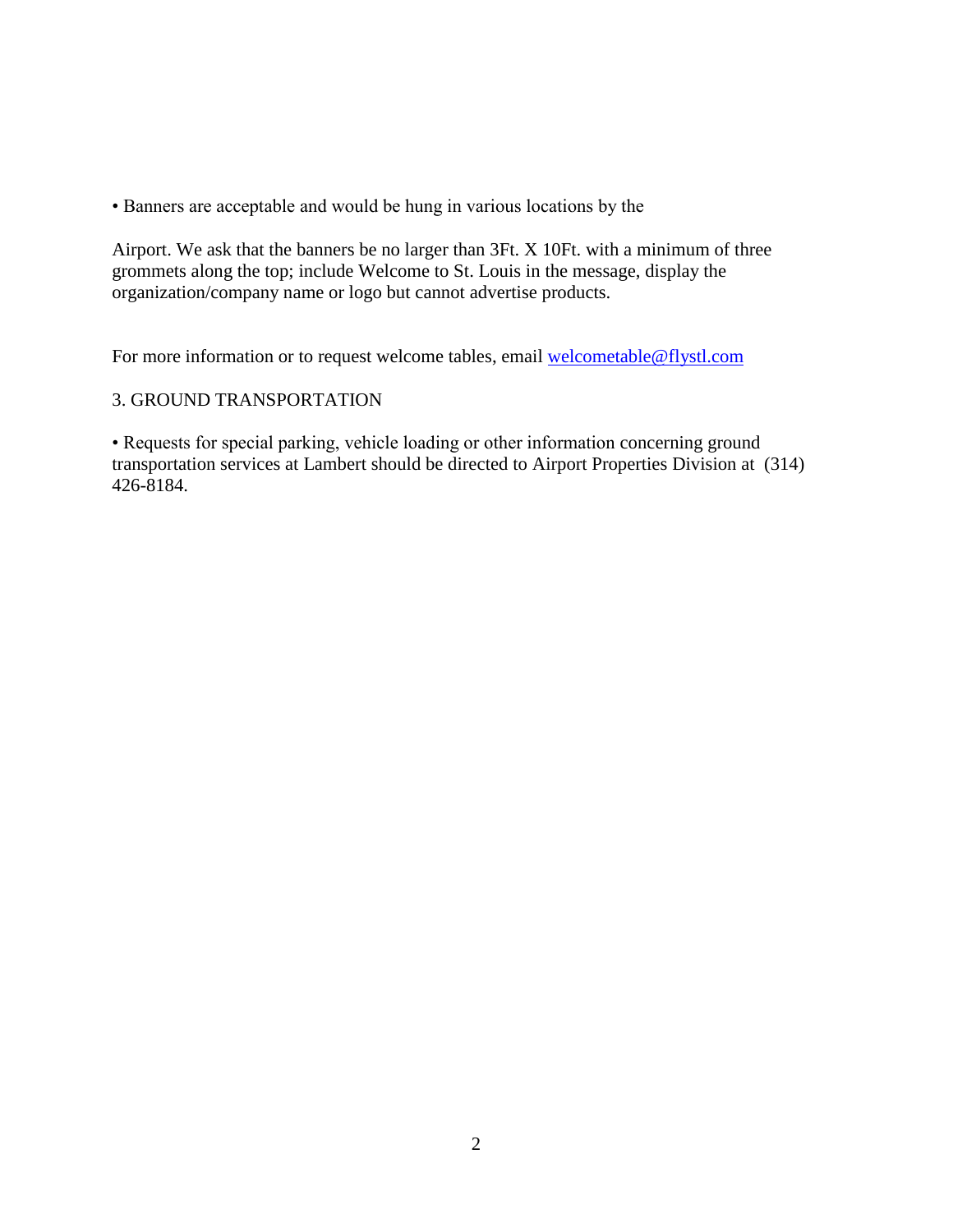• Banners are acceptable and would be hung in various locations by the

Airport. We ask that the banners be no larger than 3Ft. X 10Ft. with a minimum of three grommets along the top; include Welcome to St. Louis in the message, display the organization/company name or logo but cannot advertise products.

For more information or to request welcome tables, email welcometable@flystl.com

3. GROUND TRANSPORTATION

• Requests for special parking, vehicle loading or other information concerning ground transportation services at Lambert should be directed to Airport Properties Division at (314) 426-8184.